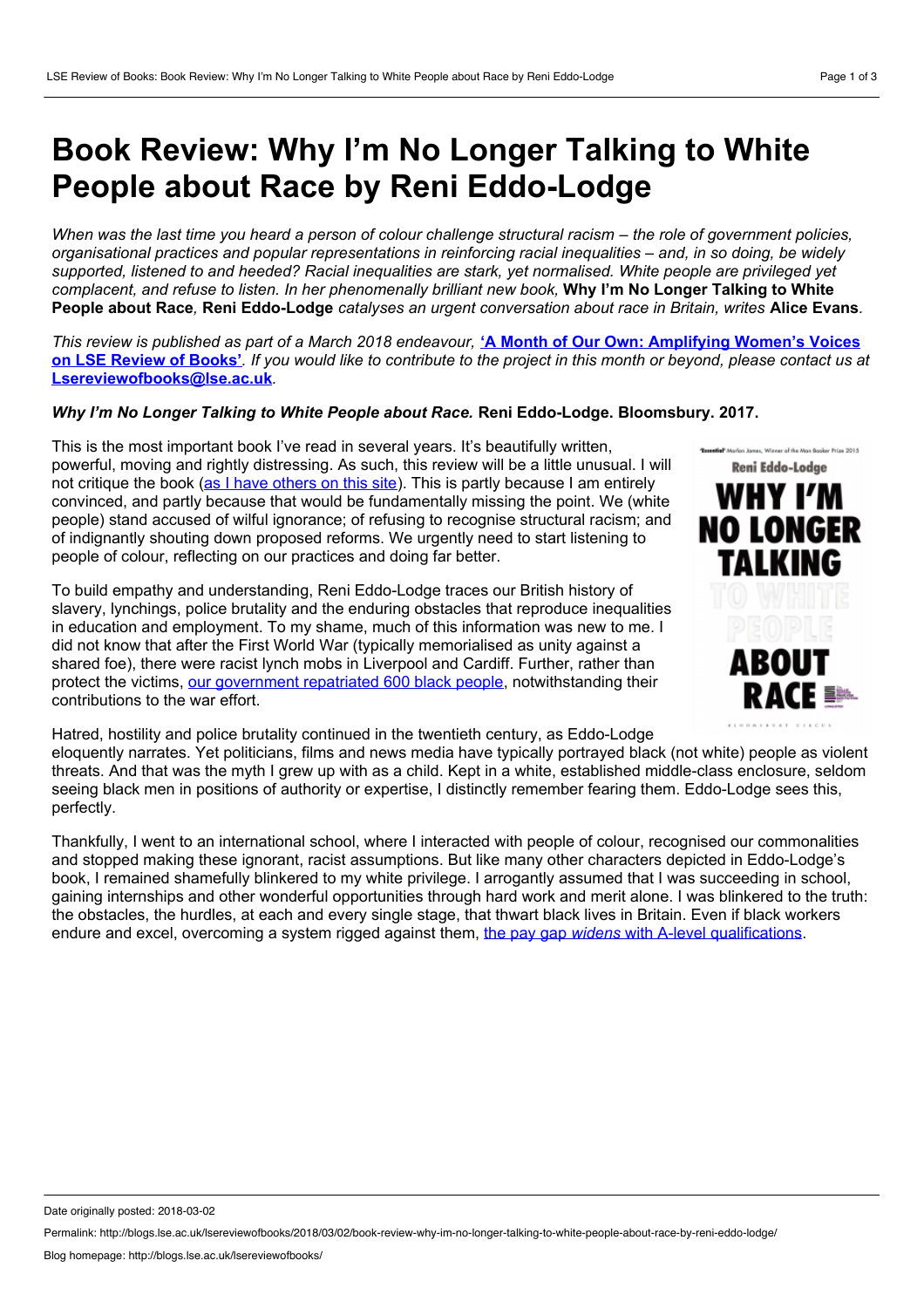# Book Review: Why I'm No Longer Talking to White People about Race by Reni Eddo-Lodge

*When was the last time you heard a person of colour challenge structural racism – the role of government policies, organisational practices and popular representations in reinforcing racial inequalities – and, in so doing, be widely supported, listened to and heeded? Racial inequalities are stark, yet normalised. White people are privileged yet complacent, and refuse to listen. In her phenomenally brilliant new book,* **Why I'm No Longer Talking to White People about Race***,* **Reni Eddo-Lodge** *catalyses an urgent conversation about race in Britain, writes* **Alice Evans***.*

*This review is published as part of a March 2018 endeavour,* **'A Month of Our Own: Amplifying Women's Voices on LSE Review of Books'***. If you would like to contribute to the project in this month or beyond, please contact us at* **Lsereviewofbooks@lse.ac.uk***.*

***Why I'm No Longer Talking to White People about Race.*** **Reni Eddo-Lodge. Bloomsbury. 2017.**

This is the most important book I've read in several years. It's beautifully written, powerful, moving and rightly distressing. As such, this review will be a little unusual. I will not critique the book (as I have others on this site). This is partly because I am entirely convinced, and partly because that would be fundamentally missing the point. We (white people) stand accused of wilful ignorance; of refusing to recognise structural racism; and of indignantly shouting down proposed reforms. We urgently need to start listening to people of colour, reflecting on our practices and doing far better.

To build empathy and understanding, Reni Eddo-Lodge traces our British history of slavery, lynchings, police brutality and the enduring obstacles that reproduce inequalities in education and employment. To my shame, much of this information was new to me. I did not know that after the First World War (typically memorialised as unity against a shared foe), there were racist lynch mobs in Liverpool and Cardiff. Further, rather than protect the victims, our government repatriated 600 black people, notwithstanding their contributions to the war effort.

Hatred, hostility and police brutality continued in the twentieth century, as Eddo-Lodge eloquently narrates. Yet politicians, films and news media have typically portrayed black (not white) people as violent threats. And that was the myth I grew up with as a child. Kept in a white, established middle-class enclosure, seldom seeing black men in positions of authority or expertise, I distinctly remember fearing them. Eddo-Lodge sees this, perfectly.

Thankfully, I went to an international school, where I interacted with people of colour, recognised our commonalities and stopped making these ignorant, racist assumptions. But like many other characters depicted in Eddo-Lodge's book, I remained shamefully blinkered to my white privilege. I arrogantly assumed that I was succeeding in school, gaining internships and other wonderful opportunities through hard work and merit alone. I was blinkered to the truth: the obstacles, the hurdles, at each and every single stage, that thwart black lives in Britain. Even if black workers endure and excel, overcoming a system rigged against them, the pay gap *widens* with A-level qualifications.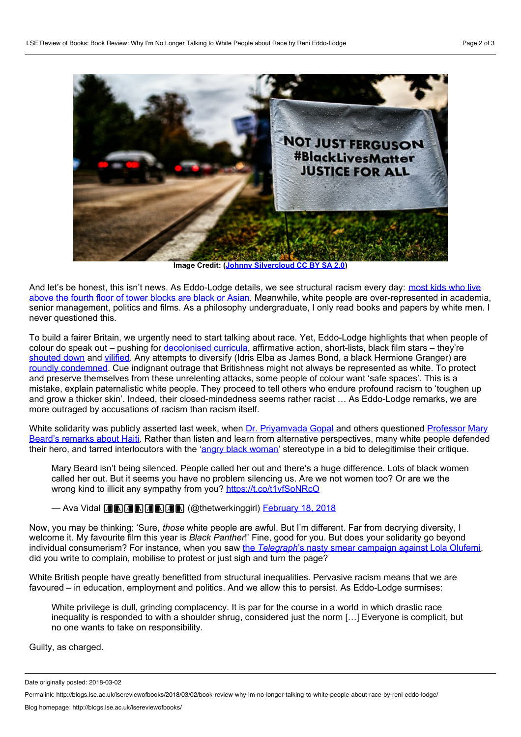Image Credit: (Johnny Silvercloud CC BY SA 2.0)

And let's be honest, this isn't news. As Eddo-Lodge details, we see structural racism every day: most kids who live above the fourth floor of tower blocks are black or Asian. Meanwhile, white people are over-represented in academia, senior management, politics and films. As a philosophy undergraduate, I only read books and papers by white men. I never questioned this.

To build a fairer Britain, we urgently need to start talking about race. Yet, Eddo-Lodge highlights that when people of colour do speak out – pushing for decolonised curricula, affirmative action, short-lists, black film stars – they're shouted down and vilified. Any attempts to diversify (Idris Elba as James Bond, a black Hermione Granger) are roundly condemned. Cue indignant outrage that Britishness might not always be represented as white. To protect and preserve themselves from these unrelenting attacks, some people of colour want 'safe spaces'. This is a mistake, explain paternalistic white people. They proceed to tell others who endure profound racism to 'toughen up and grow a thicker skin'. Indeed, their closed-mindedness seems rather racist … As Eddo-Lodge remarks, we are more outraged by accusations of racism than racism itself.

White solidarity was publicly asserted last week, when Dr. Priyamvada Gopal and others questioned Professor Mary Beard's remarks about Haiti. Rather than listen and learn from alternative perspectives, many white people defended their hero, and tarred interlocutors with the 'angry black woman' stereotype in a bid to delegitimise their critique.

> Mary Beard isn't being silenced. People called her out and there's a huge difference. Lots of black women called her out. But it seems you have no problem silencing us. Are we not women too? Or are we the wrong kind to illicit any sympathy from you? https://t.co/t1vfSoNRcO
>
> — Ava Vidal (@thetwerkinggirl) February 18, 2018

Now, you may be thinking: 'Sure, *those* white people are awful. But I'm different. Far from decrying diversity, I welcome it. My favourite film this year is *Black Panther*!' Fine, good for you. But does your solidarity go beyond individual consumerism? For instance, when you saw the *Telegraph*'s nasty smear campaign against Lola Olufemi, did you write to complain, mobilise to protest or just sigh and turn the page?

White British people have greatly benefitted from structural inequalities. Pervasive racism means that we are favoured – in education, employment and politics. And we allow this to persist. As Eddo-Lodge surmises:

> White privilege is dull, grinding complacency. It is par for the course in a world in which drastic race inequality is responded to with a shoulder shrug, considered just the norm […] Everyone is complicit, but no one wants to take on responsibility.

Guilty, as charged.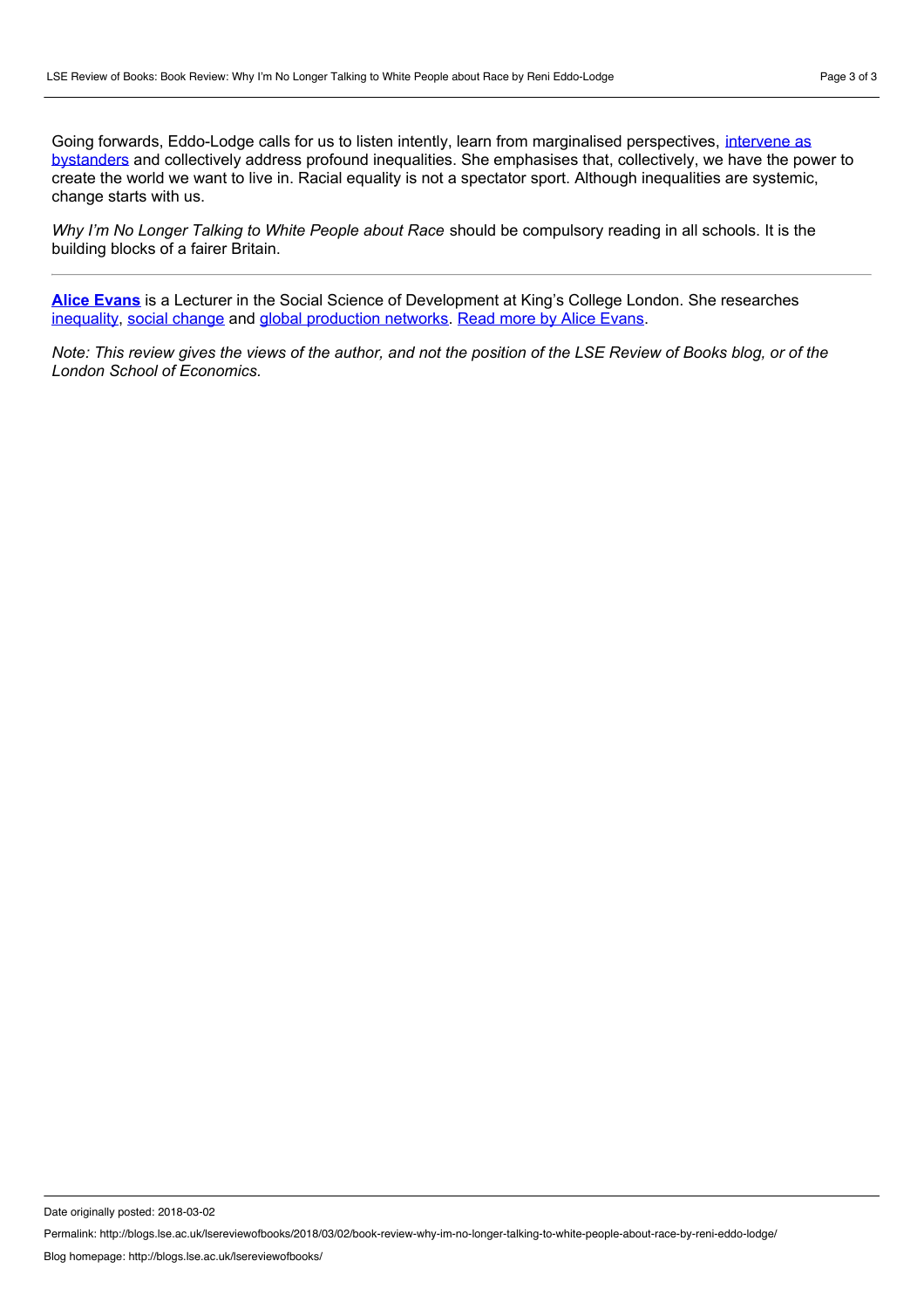Going forwards, Eddo-Lodge calls for us to listen intently, learn from marginalised perspectives, intervene as bystanders and collectively address profound inequalities. She emphasises that, collectively, we have the power to create the world we want to live in. Racial equality is not a spectator sport. Although inequalities are systemic, change starts with us.

*Why I'm No Longer Talking to White People about Race* should be compulsory reading in all schools. It is the building blocks of a fairer Britain.

---

**Alice Evans** is a Lecturer in the Social Science of Development at King's College London. She researches inequality, social change and global production networks. Read more by Alice Evans.

*Note: This review gives the views of the author, and not the position of the LSE Review of Books blog, or of the London School of Economics.*

Date originally posted: 2018-03-02

Permalink: http://blogs.lse.ac.uk/lsereviewofbooks/2018/03/02/book-review-why-im-no-longer-talking-to-white-people-about-race-by-reni-eddo-lodge/

Blog homepage: http://blogs.lse.ac.uk/lsereviewofbooks/